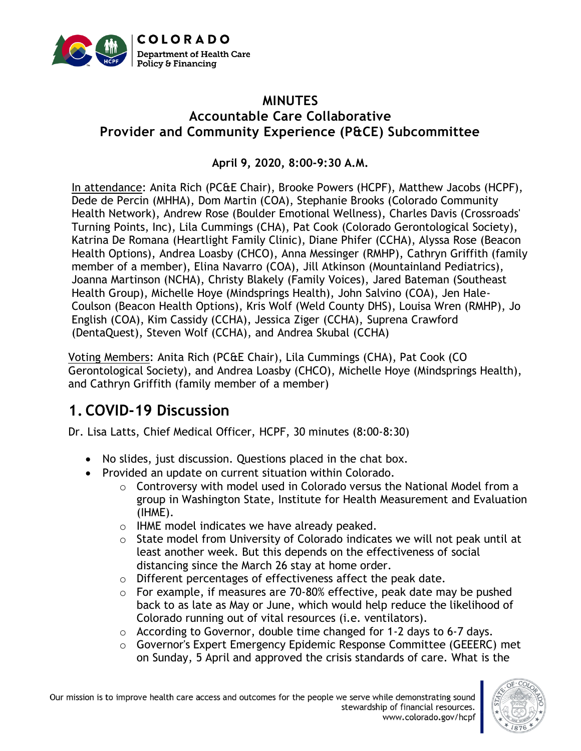# MINUTES
## Accountable Care Collaborative
## Provider and Community Experience (P&CE) Subcommittee

**April 9, 2020, 8:00-9:30 A.M.**

In attendance: Anita Rich (PC&E Chair), Brooke Powers (HCPF), Matthew Jacobs (HCPF), Dede de Percin (MHHA), Dom Martin (COA), Stephanie Brooks (Colorado Community Health Network), Andrew Rose (Boulder Emotional Wellness), Charles Davis (Crossroads' Turning Points, Inc), Lila Cummings (CHA), Pat Cook (Colorado Gerontological Society), Katrina De Romana (Heartlight Family Clinic), Diane Phifer (CCHA), Alyssa Rose (Beacon Health Options), Andrea Loasby (CHCO), Anna Messinger (RMHP), Cathryn Griffith (family member of a member), Elina Navarro (COA), Jill Atkinson (Mountainland Pediatrics), Joanna Martinson (NCHA), Christy Blakely (Family Voices), Jared Bateman (Southeast Health Group), Michelle Hoye (Mindsprings Health), John Salvino (COA), Jen Hale-Coulson (Beacon Health Options), Kris Wolf (Weld County DHS), Louisa Wren (RMHP), Jo English (COA), Kim Cassidy (CCHA), Jessica Ziger (CCHA), Suprena Crawford (DentaQuest), Steven Wolf (CCHA), and Andrea Skubal (CCHA)

Voting Members: Anita Rich (PC&E Chair), Lila Cummings (CHA), Pat Cook (CO Gerontological Society), and Andrea Loasby (CHCO), Michelle Hoye (Mindsprings Health), and Cathryn Griffith (family member of a member)

## 1. COVID-19 Discussion

Dr. Lisa Latts, Chief Medical Officer, HCPF, 30 minutes (8:00-8:30)

- No slides, just discussion. Questions placed in the chat box.
- Provided an update on current situation within Colorado.
  - Controversy with model used in Colorado versus the National Model from a group in Washington State, Institute for Health Measurement and Evaluation (IHME).
  - IHME model indicates we have already peaked.
  - State model from University of Colorado indicates we will not peak until at least another week. But this depends on the effectiveness of social distancing since the March 26 stay at home order.
  - Different percentages of effectiveness affect the peak date.
  - For example, if measures are 70-80% effective, peak date may be pushed back to as late as May or June, which would help reduce the likelihood of Colorado running out of vital resources (i.e. ventilators).
  - According to Governor, double time changed for 1-2 days to 6-7 days.
  - Governor's Expert Emergency Epidemic Response Committee (GEEERC) met on Sunday, 5 April and approved the crisis standards of care. What is the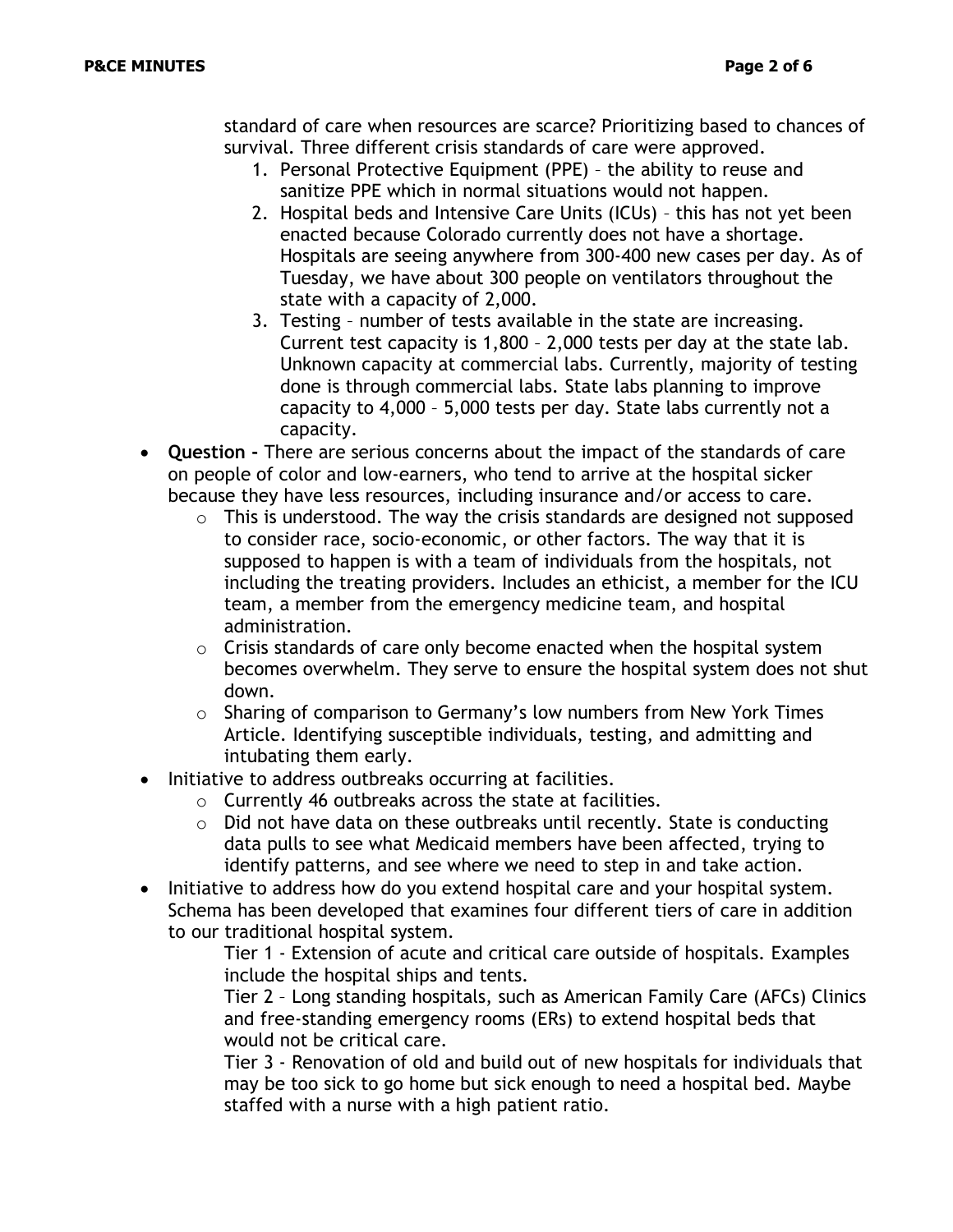standard of care when resources are scarce? Prioritizing based to chances of survival. Three different crisis standards of care were approved.

1. Personal Protective Equipment (PPE) – the ability to reuse and sanitize PPE which in normal situations would not happen.
2. Hospital beds and Intensive Care Units (ICUs) – this has not yet been enacted because Colorado currently does not have a shortage. Hospitals are seeing anywhere from 300-400 new cases per day. As of Tuesday, we have about 300 people on ventilators throughout the state with a capacity of 2,000.
3. Testing – number of tests available in the state are increasing. Current test capacity is 1,800 – 2,000 tests per day at the state lab. Unknown capacity at commercial labs. Currently, majority of testing done is through commercial labs. State labs planning to improve capacity to 4,000 – 5,000 tests per day. State labs currently not a capacity.

- **Question -** There are serious concerns about the impact of the standards of care on people of color and low-earners, who tend to arrive at the hospital sicker because they have less resources, including insurance and/or access to care.
  - This is understood. The way the crisis standards are designed not supposed to consider race, socio-economic, or other factors. The way that it is supposed to happen is with a team of individuals from the hospitals, not including the treating providers. Includes an ethicist, a member for the ICU team, a member from the emergency medicine team, and hospital administration.
  - Crisis standards of care only become enacted when the hospital system becomes overwhelm. They serve to ensure the hospital system does not shut down.
  - Sharing of comparison to Germany's low numbers from New York Times Article. Identifying susceptible individuals, testing, and admitting and intubating them early.
- Initiative to address outbreaks occurring at facilities.
  - Currently 46 outbreaks across the state at facilities.
  - Did not have data on these outbreaks until recently. State is conducting data pulls to see what Medicaid members have been affected, trying to identify patterns, and see where we need to step in and take action.
- Initiative to address how do you extend hospital care and your hospital system. Schema has been developed that examines four different tiers of care in addition to our traditional hospital system.

  Tier 1 - Extension of acute and critical care outside of hospitals. Examples include the hospital ships and tents.

  Tier 2 – Long standing hospitals, such as American Family Care (AFCs) Clinics and free-standing emergency rooms (ERs) to extend hospital beds that would not be critical care.

  Tier 3 - Renovation of old and build out of new hospitals for individuals that may be too sick to go home but sick enough to need a hospital bed. Maybe staffed with a nurse with a high patient ratio.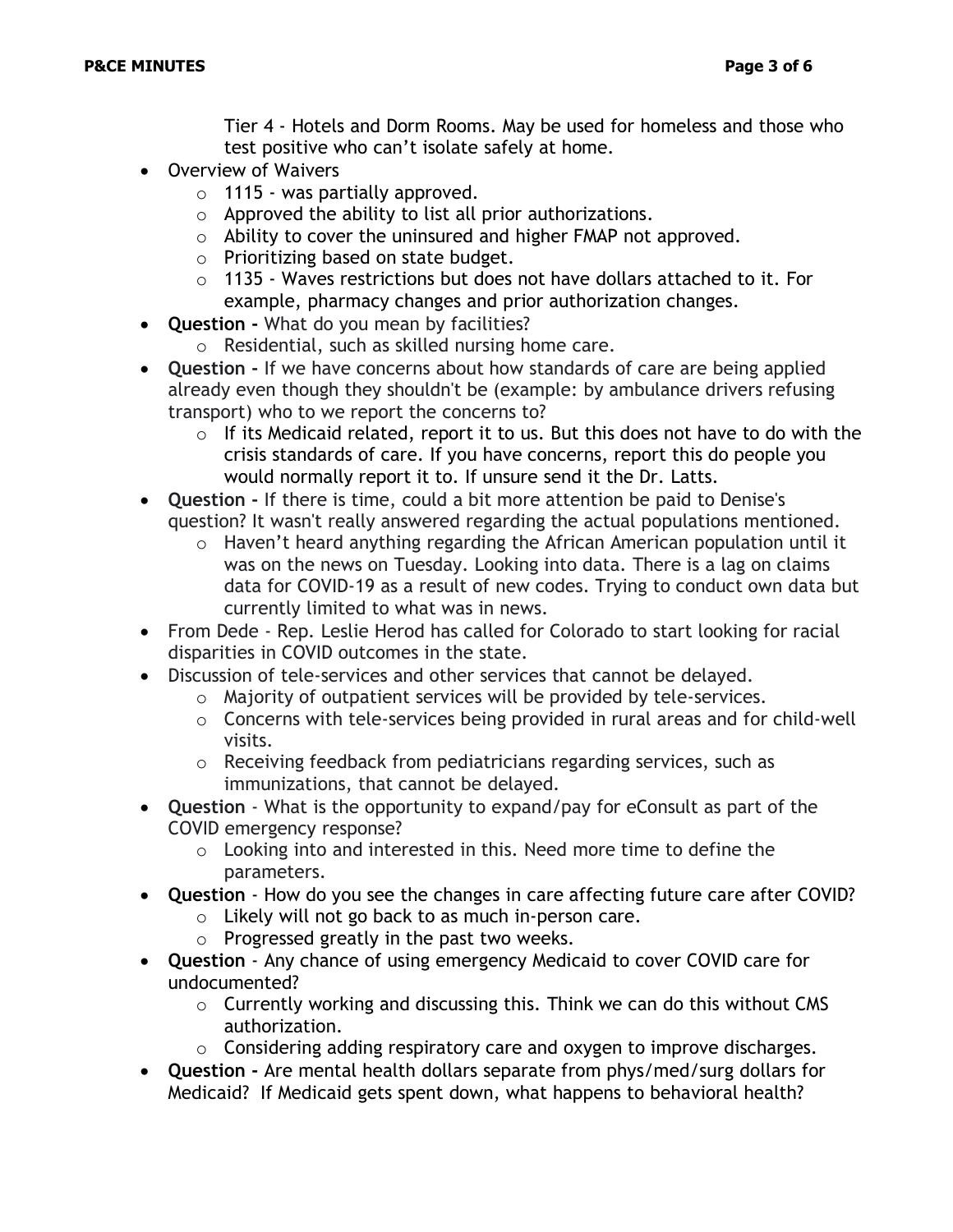Tier 4 - Hotels and Dorm Rooms. May be used for homeless and those who test positive who can't isolate safely at home.

- Overview of Waivers
  - 1115 - was partially approved.
  - Approved the ability to list all prior authorizations.
  - Ability to cover the uninsured and higher FMAP not approved.
  - Prioritizing based on state budget.
  - 1135 - Waves restrictions but does not have dollars attached to it. For example, pharmacy changes and prior authorization changes.
- **Question -** What do you mean by facilities?
  - Residential, such as skilled nursing home care.
- **Question -** If we have concerns about how standards of care are being applied already even though they shouldn't be (example: by ambulance drivers refusing transport) who to we report the concerns to?
  - If its Medicaid related, report it to us. But this does not have to do with the crisis standards of care. If you have concerns, report this do people you would normally report it to. If unsure send it the Dr. Latts.
- **Question -** If there is time, could a bit more attention be paid to Denise's question? It wasn't really answered regarding the actual populations mentioned.
  - Haven't heard anything regarding the African American population until it was on the news on Tuesday. Looking into data. There is a lag on claims data for COVID-19 as a result of new codes. Trying to conduct own data but currently limited to what was in news.
- From Dede - Rep. Leslie Herod has called for Colorado to start looking for racial disparities in COVID outcomes in the state.
- Discussion of tele-services and other services that cannot be delayed.
  - Majority of outpatient services will be provided by tele-services.
  - Concerns with tele-services being provided in rural areas and for child-well visits.
  - Receiving feedback from pediatricians regarding services, such as immunizations, that cannot be delayed.
- **Question** - What is the opportunity to expand/pay for eConsult as part of the COVID emergency response?
  - Looking into and interested in this. Need more time to define the parameters.
- **Question** - How do you see the changes in care affecting future care after COVID?
  - Likely will not go back to as much in-person care.
  - Progressed greatly in the past two weeks.
- **Question** - Any chance of using emergency Medicaid to cover COVID care for undocumented?
  - Currently working and discussing this. Think we can do this without CMS authorization.
  - Considering adding respiratory care and oxygen to improve discharges.
- **Question -** Are mental health dollars separate from phys/med/surg dollars for Medicaid? If Medicaid gets spent down, what happens to behavioral health?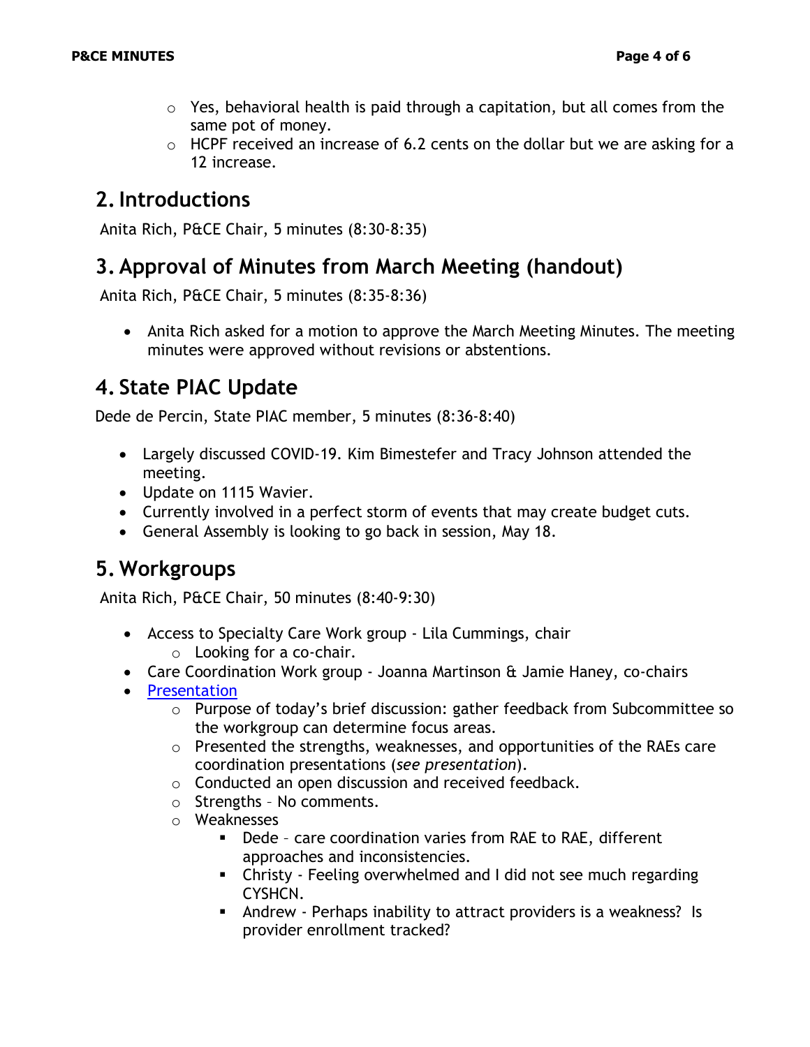- Yes, behavioral health is paid through a capitation, but all comes from the same pot of money.
  - HCPF received an increase of 6.2 cents on the dollar but we are asking for a 12 increase.

## 2. Introductions

Anita Rich, P&CE Chair, 5 minutes (8:30-8:35)

## 3. Approval of Minutes from March Meeting (handout)

Anita Rich, P&CE Chair, 5 minutes (8:35-8:36)

- Anita Rich asked for a motion to approve the March Meeting Minutes. The meeting minutes were approved without revisions or abstentions.

## 4. State PIAC Update

Dede de Percin, State PIAC member, 5 minutes (8:36-8:40)

- Largely discussed COVID-19. Kim Bimestefer and Tracy Johnson attended the meeting.
- Update on 1115 Wavier.
- Currently involved in a perfect storm of events that may create budget cuts.
- General Assembly is looking to go back in session, May 18.

## 5. Workgroups

Anita Rich, P&CE Chair, 50 minutes (8:40-9:30)

- Access to Specialty Care Work group - Lila Cummings, chair
  - Looking for a co-chair.
- Care Coordination Work group - Joanna Martinson & Jamie Haney, co-chairs
- Presentation
  - Purpose of today's brief discussion: gather feedback from Subcommittee so the workgroup can determine focus areas.
  - Presented the strengths, weaknesses, and opportunities of the RAEs care coordination presentations (*see presentation*).
  - Conducted an open discussion and received feedback.
  - Strengths – No comments.
  - Weaknesses
    - Dede – care coordination varies from RAE to RAE, different approaches and inconsistencies.
    - Christy - Feeling overwhelmed and I did not see much regarding CYSHCN.
    - Andrew - Perhaps inability to attract providers is a weakness? Is provider enrollment tracked?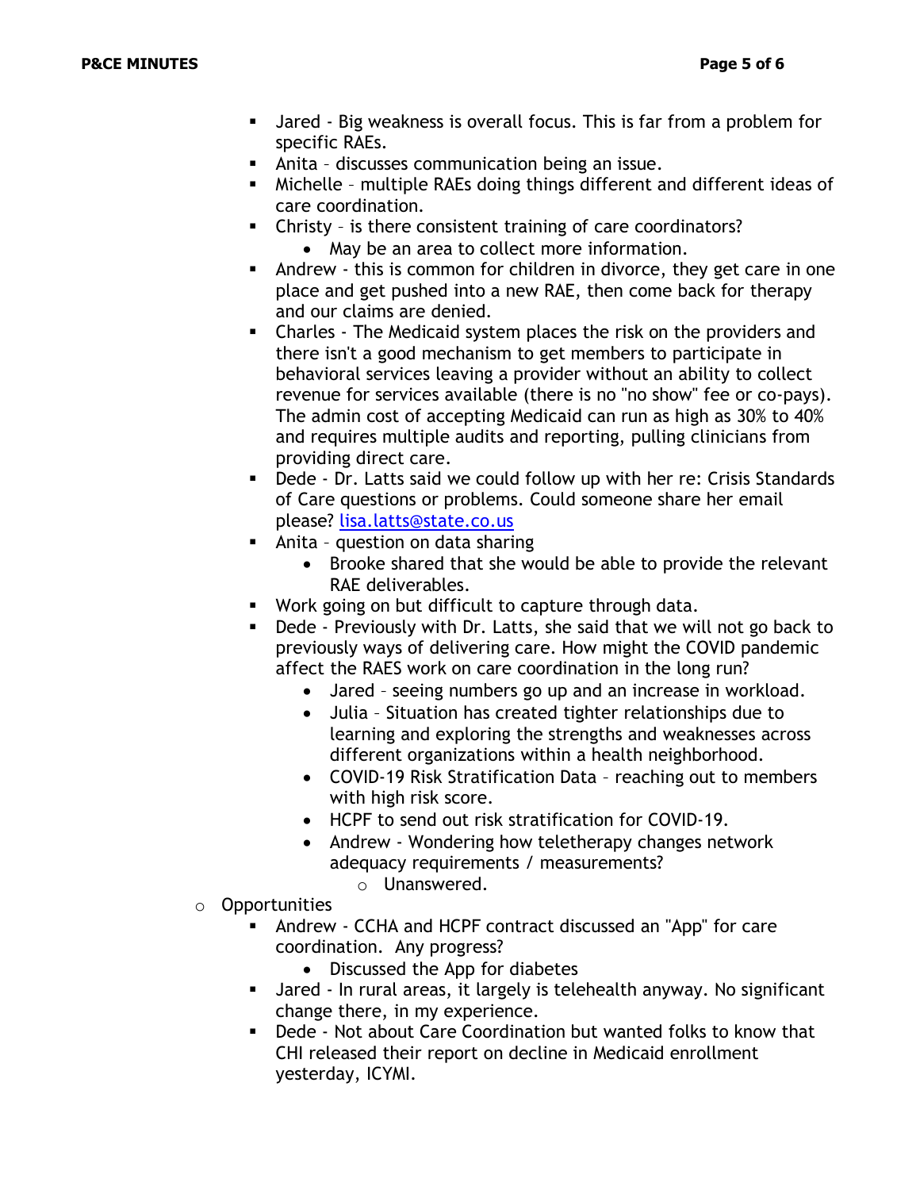- Jared - Big weakness is overall focus. This is far from a problem for specific RAEs.
- Anita – discusses communication being an issue.
- Michelle – multiple RAEs doing things different and different ideas of care coordination.
- Christy – is there consistent training of care coordinators?
  - May be an area to collect more information.
- Andrew - this is common for children in divorce, they get care in one place and get pushed into a new RAE, then come back for therapy and our claims are denied.
- Charles - The Medicaid system places the risk on the providers and there isn't a good mechanism to get members to participate in behavioral services leaving a provider without an ability to collect revenue for services available (there is no "no show" fee or co-pays). The admin cost of accepting Medicaid can run as high as 30% to 40% and requires multiple audits and reporting, pulling clinicians from providing direct care.
- Dede - Dr. Latts said we could follow up with her re: Crisis Standards of Care questions or problems. Could someone share her email please? lisa.latts@state.co.us
- Anita – question on data sharing
  - Brooke shared that she would be able to provide the relevant RAE deliverables.
- Work going on but difficult to capture through data.
- Dede - Previously with Dr. Latts, she said that we will not go back to previously ways of delivering care. How might the COVID pandemic affect the RAES work on care coordination in the long run?
  - Jared – seeing numbers go up and an increase in workload.
  - Julia – Situation has created tighter relationships due to learning and exploring the strengths and weaknesses across different organizations within a health neighborhood.
  - COVID-19 Risk Stratification Data – reaching out to members with high risk score.
  - HCPF to send out risk stratification for COVID-19.
  - Andrew - Wondering how teletherapy changes network adequacy requirements / measurements?
    - Unanswered.

- Opportunities
  - Andrew - CCHA and HCPF contract discussed an "App" for care coordination. Any progress?
    - Discussed the App for diabetes
  - Jared - In rural areas, it largely is telehealth anyway. No significant change there, in my experience.
  - Dede - Not about Care Coordination but wanted folks to know that CHI released their report on decline in Medicaid enrollment yesterday, ICYMI.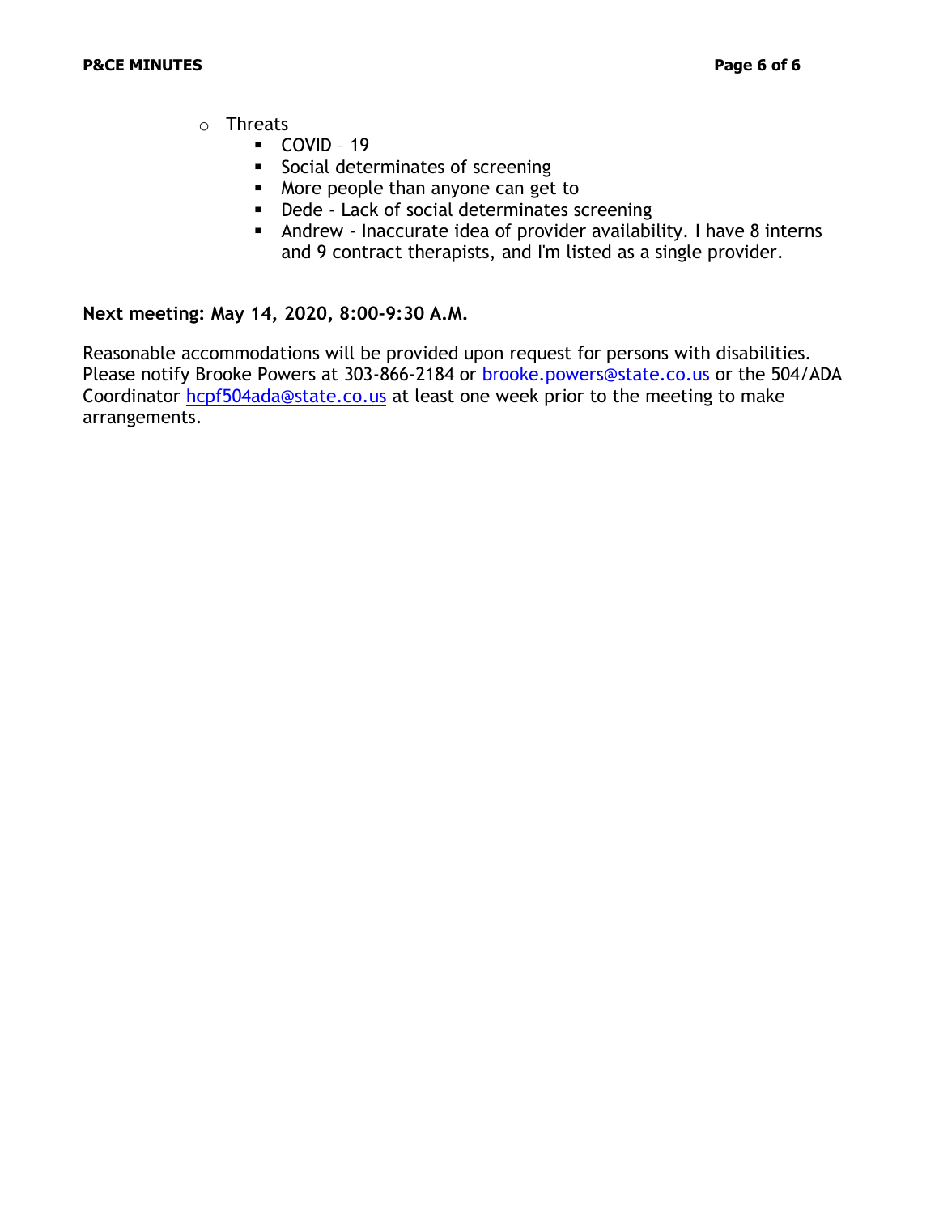- Threats
  - COVID – 19
  - Social determinates of screening
  - More people than anyone can get to
  - Dede - Lack of social determinates screening
  - Andrew - Inaccurate idea of provider availability. I have 8 interns and 9 contract therapists, and I'm listed as a single provider.

**Next meeting: May 14, 2020, 8:00-9:30 A.M.**

Reasonable accommodations will be provided upon request for persons with disabilities. Please notify Brooke Powers at 303-866-2184 or brooke.powers@state.co.us or the 504/ADA Coordinator hcpf504ada@state.co.us at least one week prior to the meeting to make arrangements.